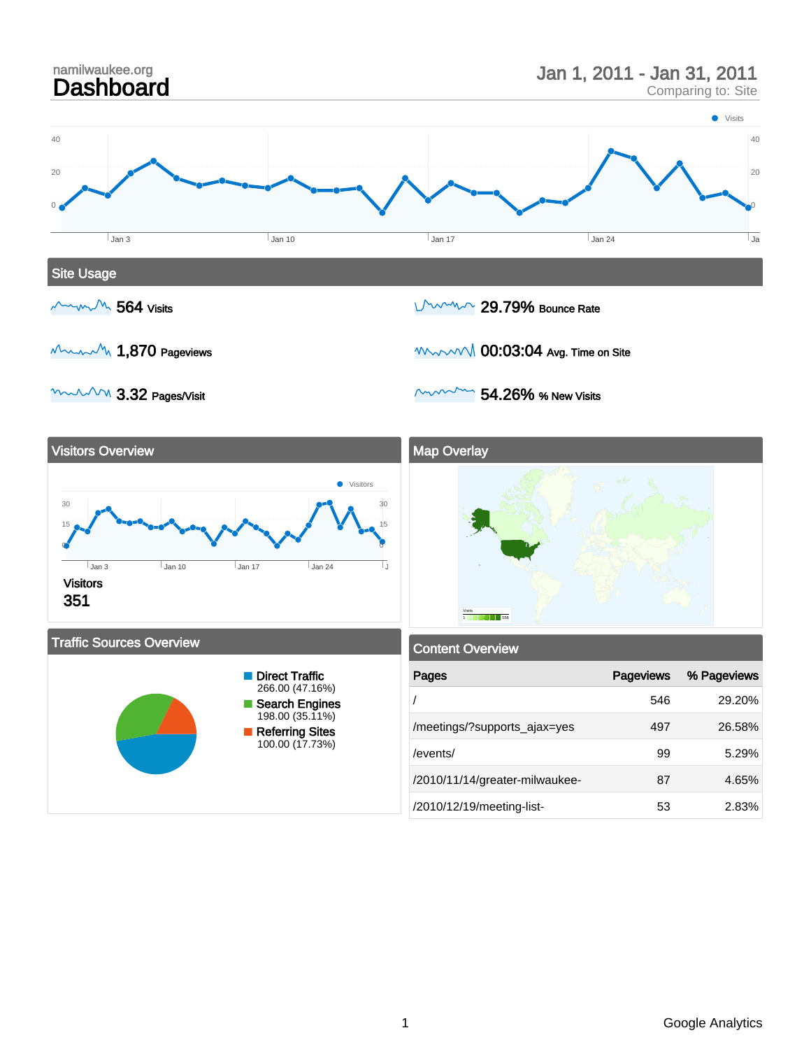namilwaukee.org

# Dashboard

Jan 1, 2011 - Jan 31, 2011
Comparing to: Site

## Site Usage

564 Visits

29.79% Bounce Rate

1,870 Pageviews

00:03:04 Avg. Time on Site

3.32 Pages/Visit

54.26% % New Visits

## Visitors Overview

Visitors
351

## Map Overlay

## Traffic Sources Overview

- Direct Traffic 266.00 (47.16%)
- Search Engines 198.00 (35.11%)
- Referring Sites 100.00 (17.73%)

## Content Overview

| Pages | Pageviews | % Pageviews |
|---|---|---|
| / | 546 | 29.20% |
| /meetings/?supports_ajax=yes | 497 | 26.58% |
| /events/ | 99 | 5.29% |
| /2010/11/14/greater-milwaukee- | 87 | 4.65% |
| /2010/12/19/meeting-list- | 53 | 2.83% |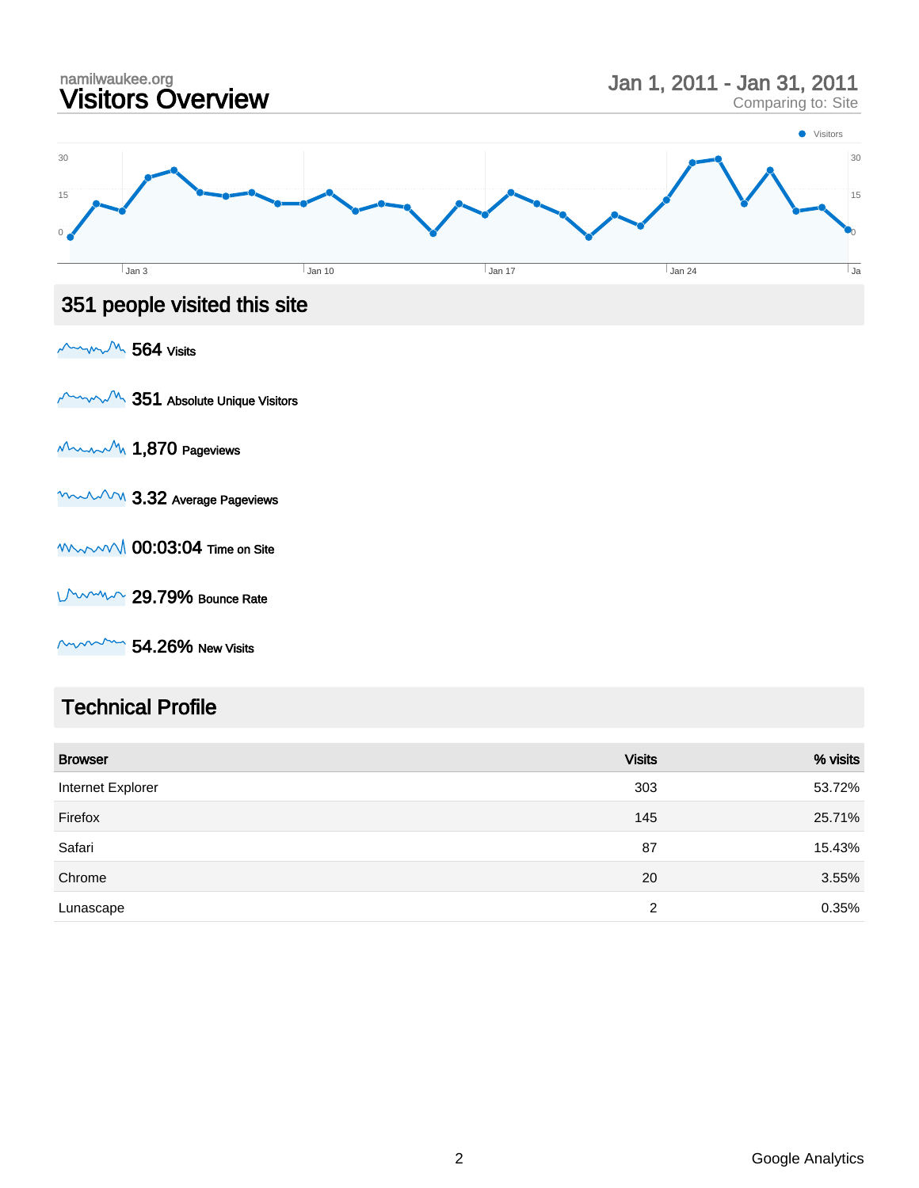namilwaukee.org

# Visitors Overview

Jan 1, 2011 - Jan 31, 2011
Comparing to: Site

## 351 people visited this site

**564** Visits

**351** Absolute Unique Visitors

**1,870** Pageviews

**3.32** Average Pageviews

**00:03:04** Time on Site

**29.79%** Bounce Rate

**54.26%** New Visits

## Technical Profile

| Browser | Visits | % visits |
|---|---|---|
| Internet Explorer | 303 | 53.72% |
| Firefox | 145 | 25.71% |
| Safari | 87 | 15.43% |
| Chrome | 20 | 3.55% |
| Lunascape | 2 | 0.35% |

Google Analytics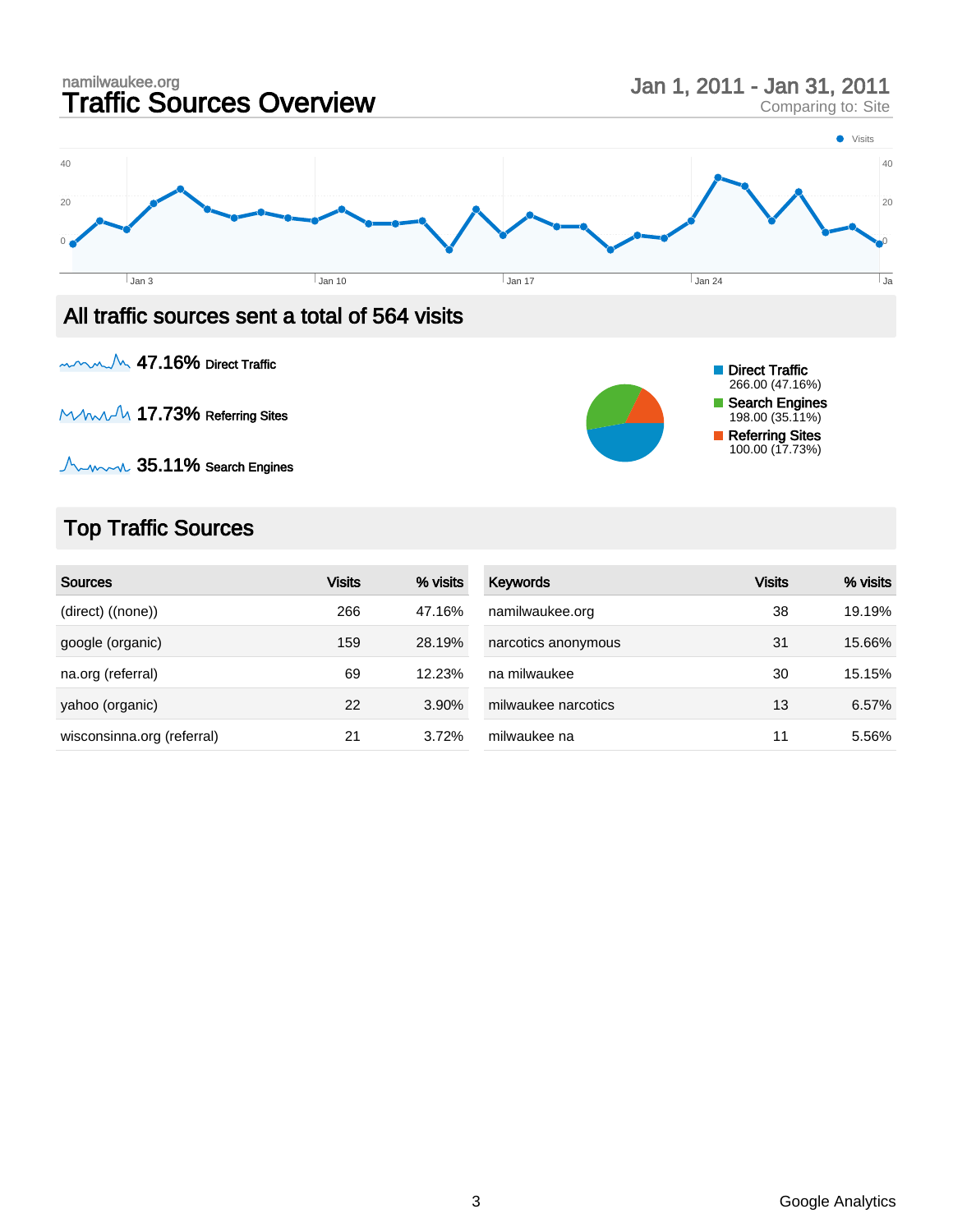namilwaukee.org

# Traffic Sources Overview

Jan 1, 2011 - Jan 31, 2011
Comparing to: Site

## All traffic sources sent a total of 564 visits

**47.16%** Direct Traffic

**17.73%** Referring Sites

**35.11%** Search Engines

- Direct Traffic: 266.00 (47.16%)
- Search Engines: 198.00 (35.11%)
- Referring Sites: 100.00 (17.73%)

## Top Traffic Sources

| Sources | Visits | % visits |
| --- | --- | --- |
| (direct) ((none)) | 266 | 47.16% |
| google (organic) | 159 | 28.19% |
| na.org (referral) | 69 | 12.23% |
| yahoo (organic) | 22 | 3.90% |
| wisconsinna.org (referral) | 21 | 3.72% |

| Keywords | Visits | % visits |
| --- | --- | --- |
| namilwaukee.org | 38 | 19.19% |
| narcotics anonymous | 31 | 15.66% |
| na milwaukee | 30 | 15.15% |
| milwaukee narcotics | 13 | 6.57% |
| milwaukee na | 11 | 5.56% |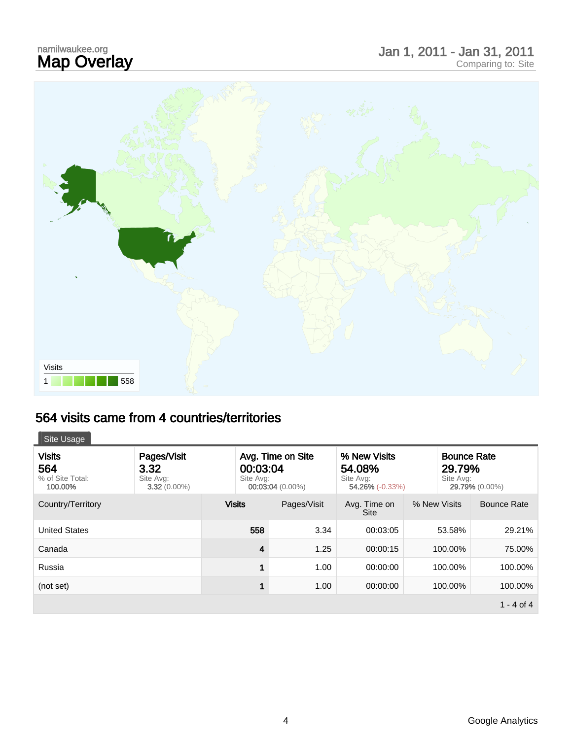namilwaukee.org

# Map Overlay

Jan 1, 2011 - Jan 31, 2011
Comparing to: Site

Visits
1 558

## 564 visits came from 4 countries/territories

Site Usage

| Visits | Pages/Visit | Avg. Time on Site | % New Visits | Bounce Rate |
|---|---|---|---|---|
| 564 | 3.32 | 00:03:04 | 54.08% | 29.79% |
| % of Site Total: **100.00%** | Site Avg: **3.32** (0.00%) | Site Avg: **00:03:04** (0.00%) | Site Avg: **54.26%** (-0.33%) | Site Avg: **29.79%** (0.00%) |

| Country/Territory | Visits | Pages/Visit | Avg. Time on Site | % New Visits | Bounce Rate |
|---|---|---|---|---|---|
| United States | 558 | 3.34 | 00:03:05 | 53.58% | 29.21% |
| Canada | 4 | 1.25 | 00:00:15 | 100.00% | 75.00% |
| Russia | 1 | 1.00 | 00:00:00 | 100.00% | 100.00% |
| (not set) | 1 | 1.00 | 00:00:00 | 100.00% | 100.00% |

1 - 4 of 4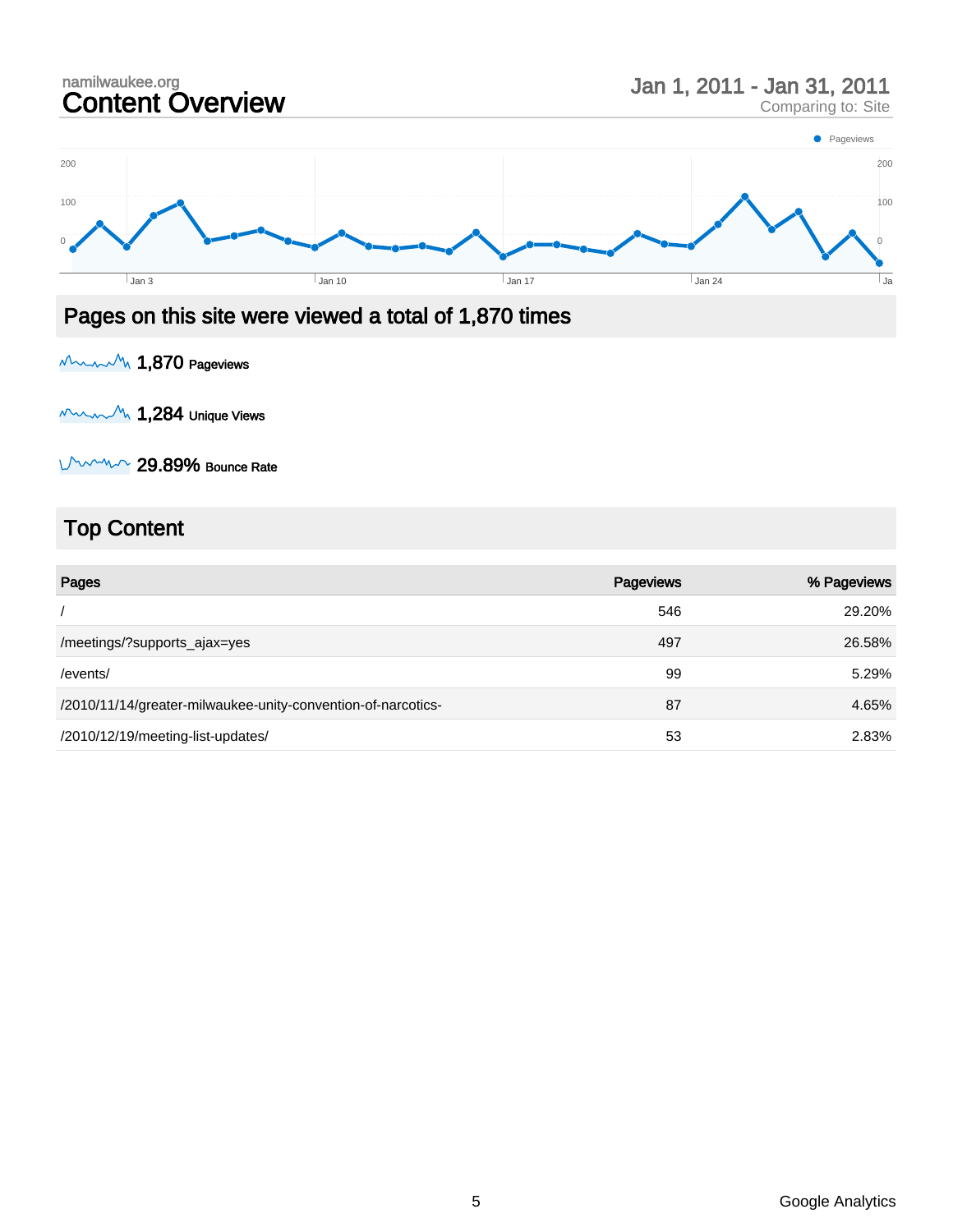namilwaukee.org

# Content Overview

Jan 1, 2011 - Jan 31, 2011
Comparing to: Site

Pageviews

200
100
0
Jan 3
Jan 10
Jan 17
Jan 24
Ja

## Pages on this site were viewed a total of 1,870 times

**1,870** Pageviews

**1,284** Unique Views

**29.89%** Bounce Rate

## Top Content

| Pages | Pageviews | % Pageviews |
|---|---|---|
| / | 546 | 29.20% |
| /meetings/?supports_ajax=yes | 497 | 26.58% |
| /events/ | 99 | 5.29% |
| /2010/11/14/greater-milwaukee-unity-convention-of-narcotics- | 87 | 4.65% |
| /2010/12/19/meeting-list-updates/ | 53 | 2.83% |

Google Analytics